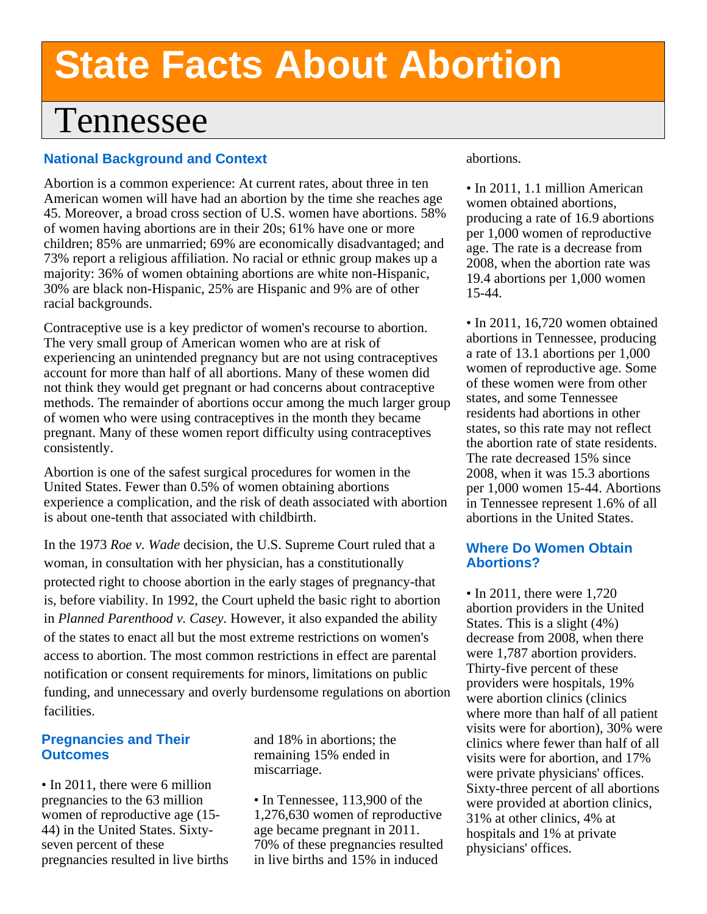# State Facts About Abortion

## Tennessee

### National Background and Context

Abortion is a common experience: At current rates, about three in ten American women will have had an abortion by the time she reaches age 45. Moreover, a broad cross section of U.S. women have abortions. 58% of women having abortions are in their 20s; 61% have one or more children; 85% are unmarried; 69% are economically disadvantaged; and 73% report a religious affiliation. No racial or ethnic group makes up a majority: 36% of women obtaining abortions are white non-Hispanic, 30% are black non-Hispanic, 25% are Hispanic and 9% are of other racial backgrounds.

Contraceptive use is a key predictor of women's recourse to abortion. The very small group of American women who are at risk of experiencing an unintended pregnancy but are not using contraceptives account for more than half of all abortions. Many of these women did not think they would get pregnant or had concerns about contraceptive methods. The remainder of abortions occur among the much larger group of women who were using contraceptives in the month they became pregnant. Many of these women report difficulty using contraceptives consistently.

Abortion is one of the safest surgical procedures for women in the United States. Fewer than 0.5% of women obtaining abortions experience a complication, and the risk of death associated with abortion is about one-tenth that associated with childbirth.

In the 1973 *Roe v. Wade* decision, the U.S. Supreme Court ruled that a woman, in consultation with her physician, has a constitutionally protected right to choose abortion in the early stages of pregnancy-that is, before viability. In 1992, the Court upheld the basic right to abortion in *Planned Parenthood v. Casey*. However, it also expanded the ability of the states to enact all but the most extreme restrictions on women's access to abortion. The most common restrictions in effect are parental notification or consent requirements for minors, limitations on public funding, and unnecessary and overly burdensome regulations on abortion facilities.

### Pregnancies and Their Outcomes

- In 2011, there were 6 million pregnancies to the 63 million women of reproductive age (15-44) in the United States. Sixty-seven percent of these pregnancies resulted in live births and 18% in abortions; the remaining 15% ended in miscarriage.

- In Tennessee, 113,900 of the 1,276,630 women of reproductive age became pregnant in 2011. 70% of these pregnancies resulted in live births and 15% in induced abortions.

- In 2011, 1.1 million American women obtained abortions, producing a rate of 16.9 abortions per 1,000 women of reproductive age. The rate is a decrease from 2008, when the abortion rate was 19.4 abortions per 1,000 women 15-44.

- In 2011, 16,720 women obtained abortions in Tennessee, producing a rate of 13.1 abortions per 1,000 women of reproductive age. Some of these women were from other states, and some Tennessee residents had abortions in other states, so this rate may not reflect the abortion rate of state residents. The rate decreased 15% since 2008, when it was 15.3 abortions per 1,000 women 15-44. Abortions in Tennessee represent 1.6% of all abortions in the United States.

### Where Do Women Obtain Abortions?

- In 2011, there were 1,720 abortion providers in the United States. This is a slight (4%) decrease from 2008, when there were 1,787 abortion providers. Thirty-five percent of these providers were hospitals, 19% were abortion clinics (clinics where more than half of all patient visits were for abortion), 30% were clinics where fewer than half of all visits were for abortion, and 17% were private physicians' offices. Sixty-three percent of all abortions were provided at abortion clinics, 31% at other clinics, 4% at hospitals and 1% at private physicians' offices.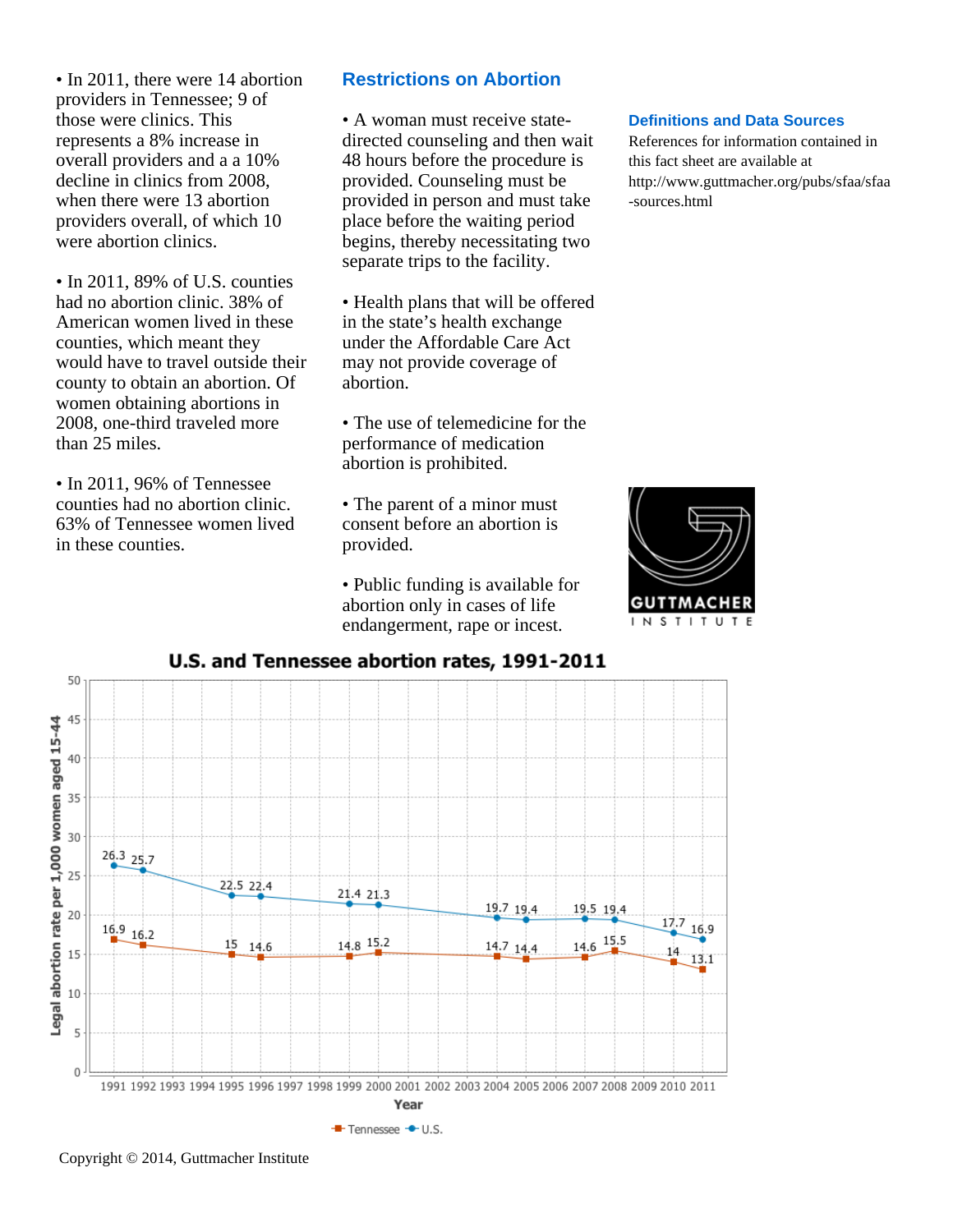• In 2011, there were 14 abortion providers in Tennessee; 9 of those were clinics. This represents a 8% increase in overall providers and a a 10% decline in clinics from 2008, when there were 13 abortion providers overall, of which 10 were abortion clinics.

• In 2011, 89% of U.S. counties had no abortion clinic. 38% of American women lived in these counties, which meant they would have to travel outside their county to obtain an abortion. Of women obtaining abortions in 2008, one-third traveled more than 25 miles.

• In 2011, 96% of Tennessee counties had no abortion clinic. 63% of Tennessee women lived in these counties.

## Restrictions on Abortion

• A woman must receive state-directed counseling and then wait 48 hours before the procedure is provided. Counseling must be provided in person and must take place before the waiting period begins, thereby necessitating two separate trips to the facility.

• Health plans that will be offered in the state's health exchange under the Affordable Care Act may not provide coverage of abortion.

• The use of telemedicine for the performance of medication abortion is prohibited.

• The parent of a minor must consent before an abortion is provided.

• Public funding is available for abortion only in cases of life endangerment, rape or incest.

### Definitions and Data Sources

References for information contained in this fact sheet are available at http://www.guttmacher.org/pubs/sfaa/sfaa-sources.html

GUTTMACHER INSTITUTE

**U.S. and Tennessee abortion rates, 1991-2011**

Legal abortion rate per 1,000 women aged 15-44

0 5 10 15 20 25 30 35 40 45 50

Year

1991 1992 1993 1994 1995 1996 1997 1998 1999 2000 2001 2002 2003 2004 2005 2006 2007 2008 2009 2010 2011

26.3 25.7 22.5 22.4 21.4 21.3 19.7 19.4 19.5 19.4 17.7 16.9

16.9 16.2 15 14.6 14.8 15.2 14.7 14.4 14.6 15.5 14 13.1

Tennessee U.S.

Copyright © 2014, Guttmacher Institute